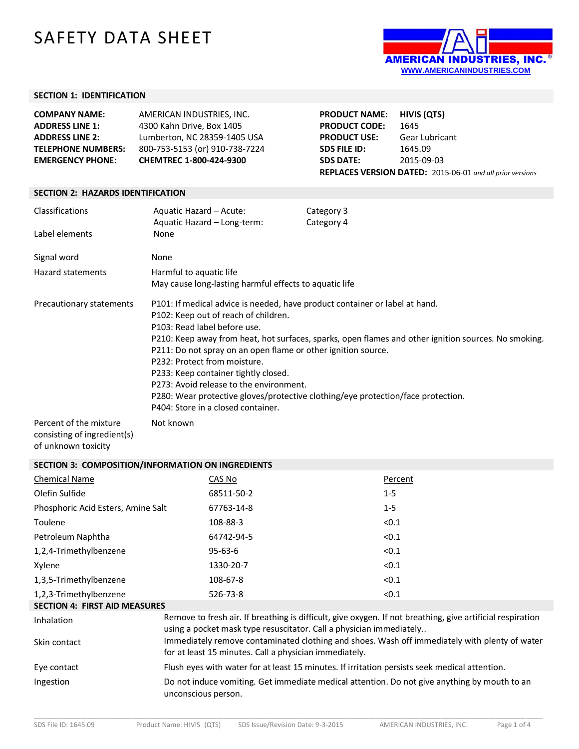# SAFETY DATA SHEET

AMERICAN INDUSTRIES, INC.®
WWW.AMERICANINDUSTRIES.COM

## SECTION 1: IDENTIFICATION

| | |
|---|---|
| **COMPANY NAME:** | AMERICAN INDUSTRIES, INC. |
| **ADDRESS LINE 1:** | 4300 Kahn Drive, Box 1405 |
| **ADDRESS LINE 2:** | Lumberton, NC 28359-1405 USA |
| **TELEPHONE NUMBERS:** | 800-753-5153 (or) 910-738-7224 |
| **EMERGENCY PHONE:** | **CHEMTREC 1-800-424-9300** |

| | |
|---|---|
| **PRODUCT NAME:** | **HIVIS (QTS)** |
| **PRODUCT CODE:** | 1645 |
| **PRODUCT USE:** | Gear Lubricant |
| **SDS FILE ID:** | 1645.09 |
| **SDS DATE:** | 2015-09-03 |

**REPLACES VERSION DATED:** 2015-06-01 *and all prior versions*

## SECTION 2: HAZARDS IDENTIFICATION

| | | |
|---|---|---|
| Classifications | Aquatic Hazard – Acute: | Category 3 |
| | Aquatic Hazard – Long-term: | Category 4 |
| Label elements | None | |

Signal word: None

Hazard statements:
Harmful to aquatic life
May cause long-lasting harmful effects to aquatic life

Precautionary statements:
P101: If medical advice is needed, have product container or label at hand.
P102: Keep out of reach of children.
P103: Read label before use.
P210: Keep away from heat, hot surfaces, sparks, open flames and other ignition sources. No smoking.
P211: Do not spray on an open flame or other ignition source.
P232: Protect from moisture.
P233: Keep container tightly closed.
P273: Avoid release to the environment.
P280: Wear protective gloves/protective clothing/eye protection/face protection.
P404: Store in a closed container.

Percent of the mixture consisting of ingredient(s) of unknown toxicity: Not known

## SECTION 3: COMPOSITION/INFORMATION ON INGREDIENTS

| Chemical Name | CAS No | Percent |
|---|---|---|
| Olefin Sulfide | 68511-50-2 | 1-5 |
| Phosphoric Acid Esters, Amine Salt | 67763-14-8 | 1-5 |
| Toulene | 108-88-3 | <0.1 |
| Petroleum Naphtha | 64742-94-5 | <0.1 |
| 1,2,4-Trimethylbenzene | 95-63-6 | <0.1 |
| Xylene | 1330-20-7 | <0.1 |
| 1,3,5-Trimethylbenzene | 108-67-8 | <0.1 |
| 1,2,3-Trimethylbenzene | 526-73-8 | <0.1 |

## SECTION 4: FIRST AID MEASURES

| | |
|---|---|
| Inhalation | Remove to fresh air. If breathing is difficult, give oxygen. If not breathing, give artificial respiration using a pocket mask type resuscitator. Call a physician immediately.. |
| Skin contact | Immediately remove contaminated clothing and shoes. Wash off immediately with plenty of water for at least 15 minutes. Call a physician immediately. |
| Eye contact | Flush eyes with water for at least 15 minutes. If irritation persists seek medical attention. |
| Ingestion | Do not induce vomiting. Get immediate medical attention. Do not give anything by mouth to an unconscious person. |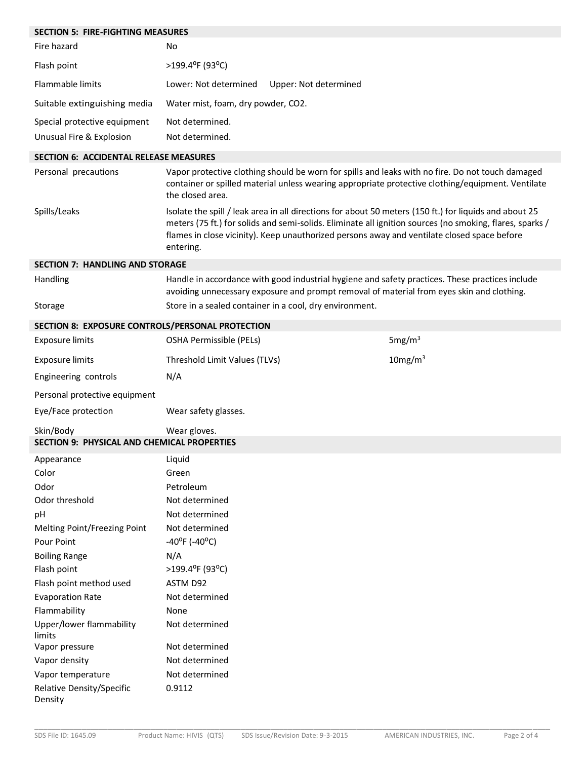## SECTION 5: FIRE-FIGHTING MEASURES

| | |
|---|---|
| Fire hazard | No |
| Flash point | >199.4°F (93°C) |
| Flammable limits | Lower: Not determined Upper: Not determined |
| Suitable extinguishing media | Water mist, foam, dry powder, $CO_2$. |
| Special protective equipment | Not determined. |
| Unusual Fire & Explosion | Not determined. |

## SECTION 6: ACCIDENTAL RELEASE MEASURES

| | |
|---|---|
| Personal precautions | Vapor protective clothing should be worn for spills and leaks with no fire. Do not touch damaged container or spilled material unless wearing appropriate protective clothing/equipment. Ventilate the closed area. |
| Spills/Leaks | Isolate the spill / leak area in all directions for about 50 meters (150 ft.) for liquids and about 25 meters (75 ft.) for solids and semi-solids. Eliminate all ignition sources (no smoking, flares, sparks / flames in close vicinity). Keep unauthorized persons away and ventilate closed space before entering. |

## SECTION 7: HANDLING AND STORAGE

| | |
|---|---|
| Handling | Handle in accordance with good industrial hygiene and safety practices. These practices include avoiding unnecessary exposure and prompt removal of material from eyes skin and clothing. |
| Storage | Store in a sealed container in a cool, dry environment. |

## SECTION 8: EXPOSURE CONTROLS/PERSONAL PROTECTION

| | | |
|---|---|---|
| Exposure limits | OSHA Permissible (PELs) | 5mg/m$^3$ |
| Exposure limits | Threshold Limit Values (TLVs) | 10mg/m$^3$ |
| Engineering controls | N/A | |
| Personal protective equipment | | |
| Eye/Face protection | Wear safety glasses. | |
| Skin/Body | Wear gloves. | |

## SECTION 9: PHYSICAL AND CHEMICAL PROPERTIES

| | |
|---|---|
| Appearance | Liquid |
| Color | Green |
| Odor | Petroleum |
| Odor threshold | Not determined |
| pH | Not determined |
| Melting Point/Freezing Point | Not determined |
| Pour Point | -40°F (-40°C) |
| Boiling Range | N/A |
| Flash point | >199.4°F (93°C) |
| Flash point method used | ASTM D92 |
| Evaporation Rate | Not determined |
| Flammability | None |
| Upper/lower flammability limits | Not determined |
| Vapor pressure | Not determined |
| Vapor density | Not determined |
| Vapor temperature | Not determined |
| Relative Density/Specific Density | 0.9112 |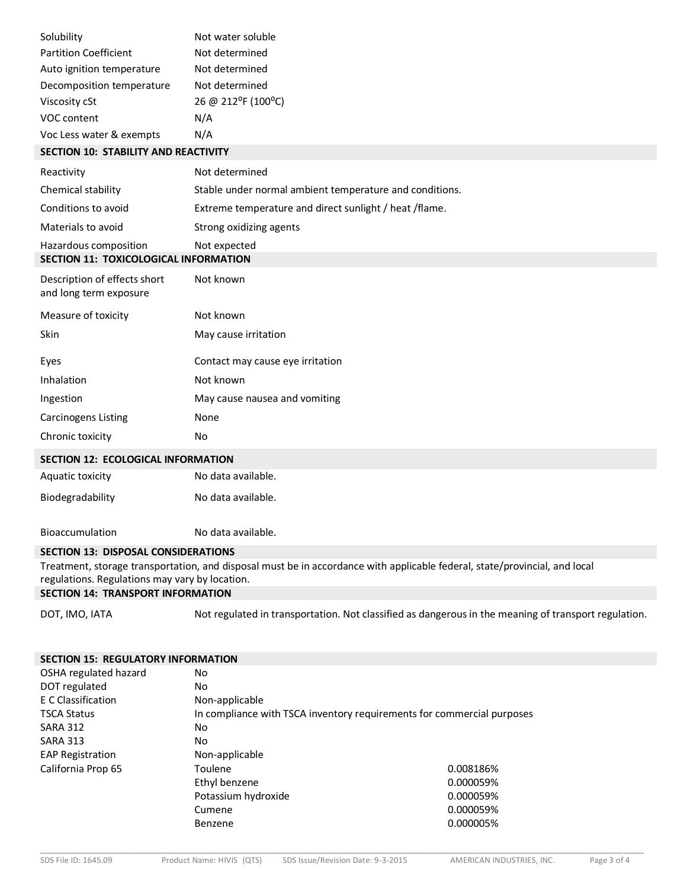| | |
|---|---|
| Solubility | Not water soluble |
| Partition Coefficient | Not determined |
| Auto ignition temperature | Not determined |
| Decomposition temperature | Not determined |
| Viscosity cSt | 26 @ 212ºF (100ºC) |
| VOC content | N/A |
| Voc Less water & exempts | N/A |

## SECTION 10: STABILITY AND REACTIVITY

| | |
|---|---|
| Reactivity | Not determined |
| Chemical stability | Stable under normal ambient temperature and conditions. |
| Conditions to avoid | Extreme temperature and direct sunlight / heat /flame. |
| Materials to avoid | Strong oxidizing agents |
| Hazardous composition | Not expected |

## SECTION 11: TOXICOLOGICAL INFORMATION

| | |
|---|---|
| Description of effects short and long term exposure | Not known |
| Measure of toxicity | Not known |
| Skin | May cause irritation |
| Eyes | Contact may cause eye irritation |
| Inhalation | Not known |
| Ingestion | May cause nausea and vomiting |
| Carcinogens Listing | None |
| Chronic toxicity | No |

## SECTION 12: ECOLOGICAL INFORMATION

| | |
|---|---|
| Aquatic toxicity | No data available. |
| Biodegradability | No data available. |
| Bioaccumulation | No data available. |

## SECTION 13: DISPOSAL CONSIDERATIONS

Treatment, storage transportation, and disposal must be in accordance with applicable federal, state/provincial, and local regulations. Regulations may vary by location.

## SECTION 14: TRANSPORT INFORMATION

| | |
|---|---|
| DOT, IMO, IATA | Not regulated in transportation. Not classified as dangerous in the meaning of transport regulation. |

## SECTION 15: REGULATORY INFORMATION

| | | |
|---|---|---|
| OSHA regulated hazard | No | |
| DOT regulated | No | |
| E C Classification | Non-applicable | |
| TSCA Status | In compliance with TSCA inventory requirements for commercial purposes | |
| SARA 312 | No | |
| SARA 313 | No | |
| EAP Registration | Non-applicable | |
| California Prop 65 | Toulene | 0.008186% |
| | Ethyl benzene | 0.000059% |
| | Potassium hydroxide | 0.000059% |
| | Cumene | 0.000059% |
| | Benzene | 0.000005% |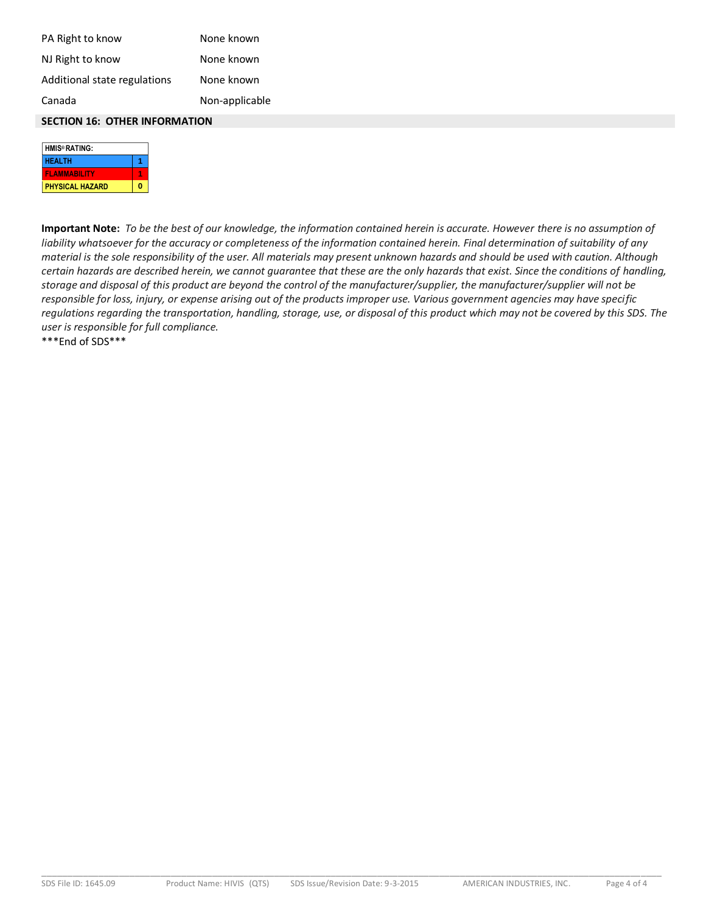| | |
|---|---|
| PA Right to know | None known |
| NJ Right to know | None known |
| Additional state regulations | None known |
| Canada | Non-applicable |

## SECTION 16: OTHER INFORMATION

| HMIS® RATING: | |
|---|---|
| HEALTH | 1 |
| FLAMMABILITY | 1 |
| PHYSICAL HAZARD | 0 |

**Important Note:** *To be the best of our knowledge, the information contained herein is accurate. However there is no assumption of liability whatsoever for the accuracy or completeness of the information contained herein. Final determination of suitability of any material is the sole responsibility of the user. All materials may present unknown hazards and should be used with caution. Although certain hazards are described herein, we cannot guarantee that these are the only hazards that exist. Since the conditions of handling, storage and disposal of this product are beyond the control of the manufacturer/supplier, the manufacturer/supplier will not be responsible for loss, injury, or expense arising out of the products improper use. Various government agencies may have specific regulations regarding the transportation, handling, storage, use, or disposal of this product which may not be covered by this SDS. The user is responsible for full compliance.*

***End of SDS***